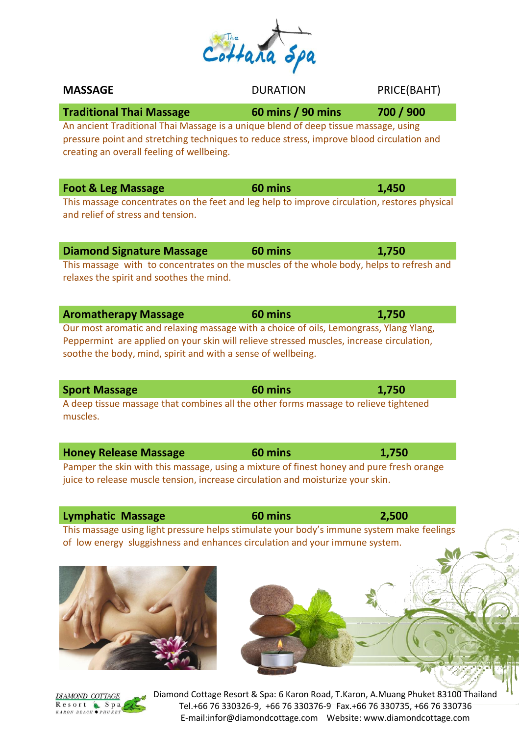# The Cottara Spa

| MASSAGE | DURATION | PRICE(BAHT) |
|---|---|---|
| **Traditional Thai Massage** | **60 mins / 90 mins** | **700 / 900** |

An ancient Traditional Thai Massage is a unique blend of deep tissue massage, using pressure point and stretching techniques to reduce stress, improve blood circulation and creating an overall feeling of wellbeing.

| | | |
|---|---|---|
| **Foot & Leg Massage** | **60 mins** | **1,450** |

This massage concentrates on the feet and leg help to improve circulation, restores physical and relief of stress and tension.

| | | |
|---|---|---|
| **Diamond Signature Massage** | **60 mins** | **1,750** |

This massage with to concentrates on the muscles of the whole body, helps to refresh and relaxes the spirit and soothes the mind.

| | | |
|---|---|---|
| **Aromatherapy Massage** | **60 mins** | **1,750** |

Our most aromatic and relaxing massage with a choice of oils, Lemongrass, Ylang Ylang, Peppermint are applied on your skin will relieve stressed muscles, increase circulation, soothe the body, mind, spirit and with a sense of wellbeing.

| | | |
|---|---|---|
| **Sport Massage** | **60 mins** | **1,750** |

A deep tissue massage that combines all the other forms massage to relieve tightened muscles.

| | | |
|---|---|---|
| **Honey Release Massage** | **60 mins** | **1,750** |

Pamper the skin with this massage, using a mixture of finest honey and pure fresh orange juice to release muscle tension, increase circulation and moisturize your skin.

| | | |
|---|---|---|
| **Lymphatic Massage** | **60 mins** | **2,500** |

This massage using light pressure helps stimulate your body's immune system make feelings of low energy sluggishness and enhances circulation and your immune system.

Diamond Cottage Resort & Spa: 6 Karon Road, T.Karon, A.Muang Phuket 83100 Thailand
Tel.+66 76 330326-9, +66 76 330376-9 Fax.+66 76 330735, +66 76 330736
E-mail:infor@diamondcottage.com Website: www.diamondcottage.com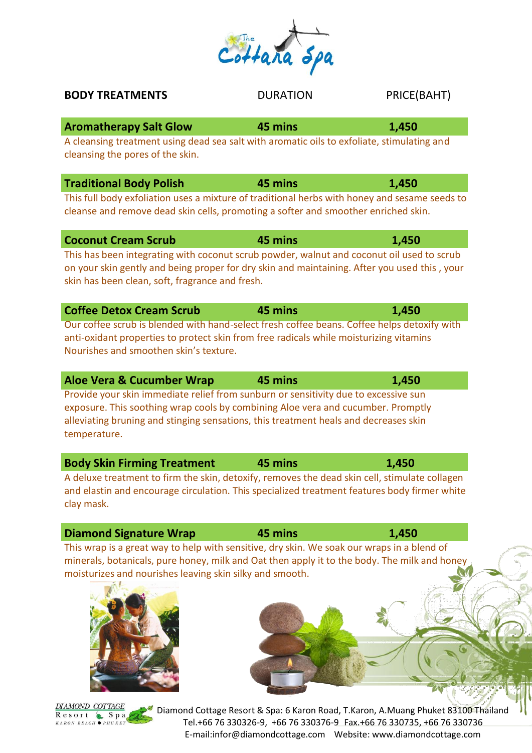# The Cottara Spa

| BODY TREATMENTS | DURATION | PRICE(BAHT) |
|---|---|---|
| **Aromatherapy Salt Glow** | **45 mins** | **1,450** |

A cleansing treatment using dead sea salt with aromatic oils to exfoliate, stimulating and cleansing the pores of the skin.

| | | |
|---|---|---|
| **Traditional Body Polish** | **45 mins** | **1,450** |

This full body exfoliation uses a mixture of traditional herbs with honey and sesame seeds to cleanse and remove dead skin cells, promoting a softer and smoother enriched skin.

| | | |
|---|---|---|
| **Coconut Cream Scrub** | **45 mins** | **1,450** |

This has been integrating with coconut scrub powder, walnut and coconut oil used to scrub on your skin gently and being proper for dry skin and maintaining. After you used this , your skin has been clean, soft, fragrance and fresh.

| | | |
|---|---|---|
| **Coffee Detox Cream Scrub** | **45 mins** | **1,450** |

Our coffee scrub is blended with hand-select fresh coffee beans. Coffee helps detoxify with anti-oxidant properties to protect skin from free radicals while moisturizing vitamins Nourishes and smoothen skin's texture.

| | | |
|---|---|---|
| **Aloe Vera & Cucumber Wrap** | **45 mins** | **1,450** |

Provide your skin immediate relief from sunburn or sensitivity due to excessive sun exposure. This soothing wrap cools by combining Aloe vera and cucumber. Promptly alleviating bruning and stinging sensations, this treatment heals and decreases skin temperature.

| | | |
|---|---|---|
| **Body Skin Firming Treatment** | **45 mins** | **1,450** |

A deluxe treatment to firm the skin, detoxify, removes the dead skin cell, stimulate collagen and elastin and encourage circulation. This specialized treatment features body firmer white clay mask.

| | | |
|---|---|---|
| **Diamond Signature Wrap** | **45 mins** | **1,450** |

This wrap is a great way to help with sensitive, dry skin. We soak our wraps in a blend of minerals, botanicals, pure honey, milk and Oat then apply it to the body. The milk and honey moisturizes and nourishes leaving skin silky and smooth.

DIAMOND COTTAGE Resort & Spa KARON BEACH • PHUKET

Diamond Cottage Resort & Spa: 6 Karon Road, T.Karon, A.Muang Phuket 83100 Thailand
Tel.+66 76 330326-9, +66 76 330376-9 Fax.+66 76 330735, +66 76 330736
E-mail:infor@diamondcottage.com Website: www.diamondcottage.com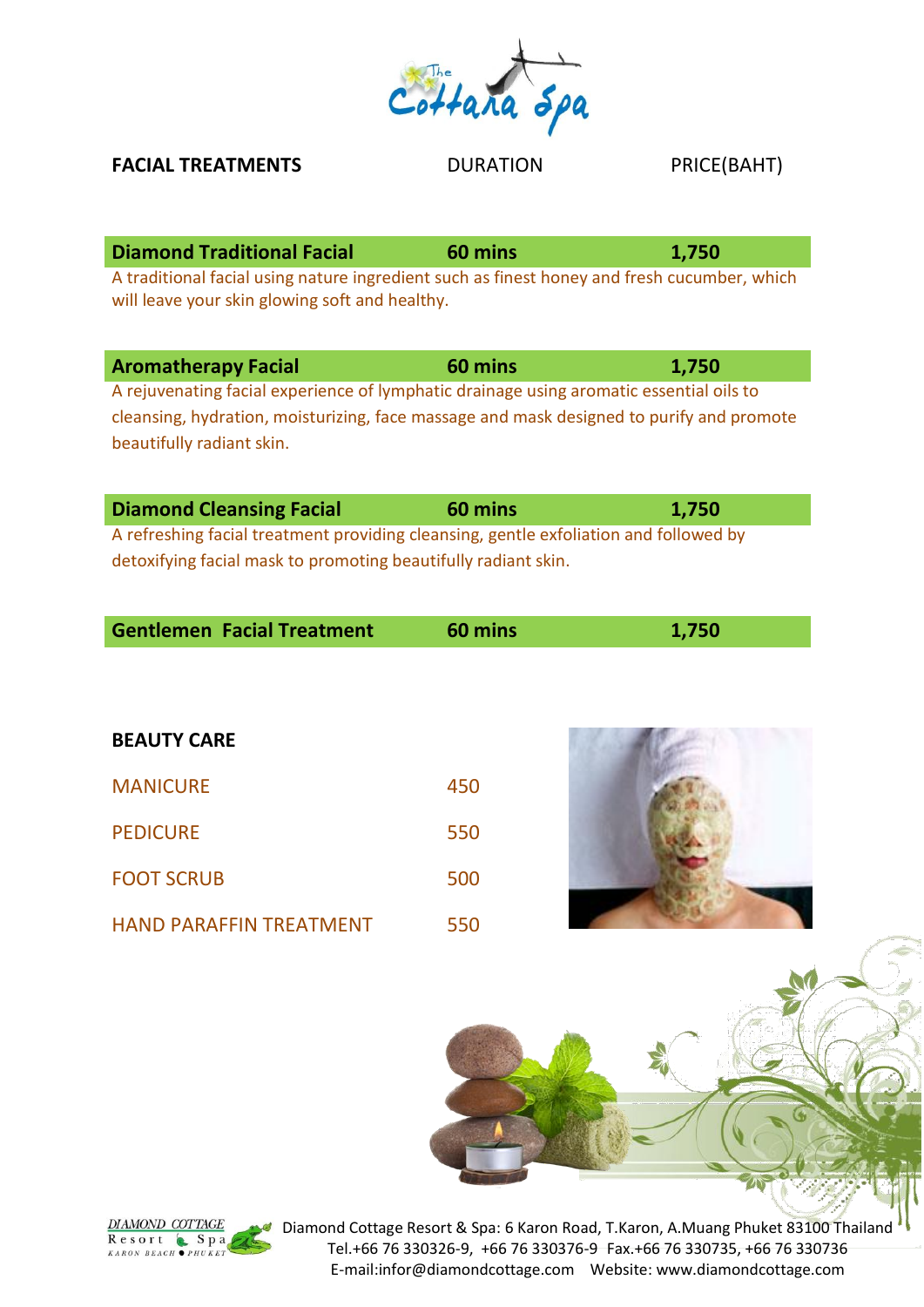The Cottara Spa

| FACIAL TREATMENTS | DURATION | PRICE(BAHT) |
|---|---|---|
| **Diamond Traditional Facial** | **60 mins** | **1,750** |

A traditional facial using nature ingredient such as finest honey and fresh cucumber, which will leave your skin glowing soft and healthy.

| | | |
|---|---|---|
| **Aromatherapy Facial** | **60 mins** | **1,750** |

A rejuvenating facial experience of lymphatic drainage using aromatic essential oils to cleansing, hydration, moisturizing, face massage and mask designed to purify and promote beautifully radiant skin.

| | | |
|---|---|---|
| **Diamond Cleansing Facial** | **60 mins** | **1,750** |

A refreshing facial treatment providing cleansing, gentle exfoliation and followed by detoxifying facial mask to promoting beautifully radiant skin.

| | | |
|---|---|---|
| **Gentlemen Facial Treatment** | **60 mins** | **1,750** |

## BEAUTY CARE

| | |
|---|---|
| MANICURE | 450 |
| PEDICURE | 550 |
| FOOT SCRUB | 500 |
| HAND PARAFFIN TREATMENT | 550 |

DIAMOND COTTAGE Resort Spa KARON BEACH • PHUKET

Diamond Cottage Resort & Spa: 6 Karon Road, T.Karon, A.Muang Phuket 83100 Thailand
Tel.+66 76 330326-9, +66 76 330376-9 Fax.+66 76 330735, +66 76 330736
E-mail:infor@diamondcottage.com Website: www.diamondcottage.com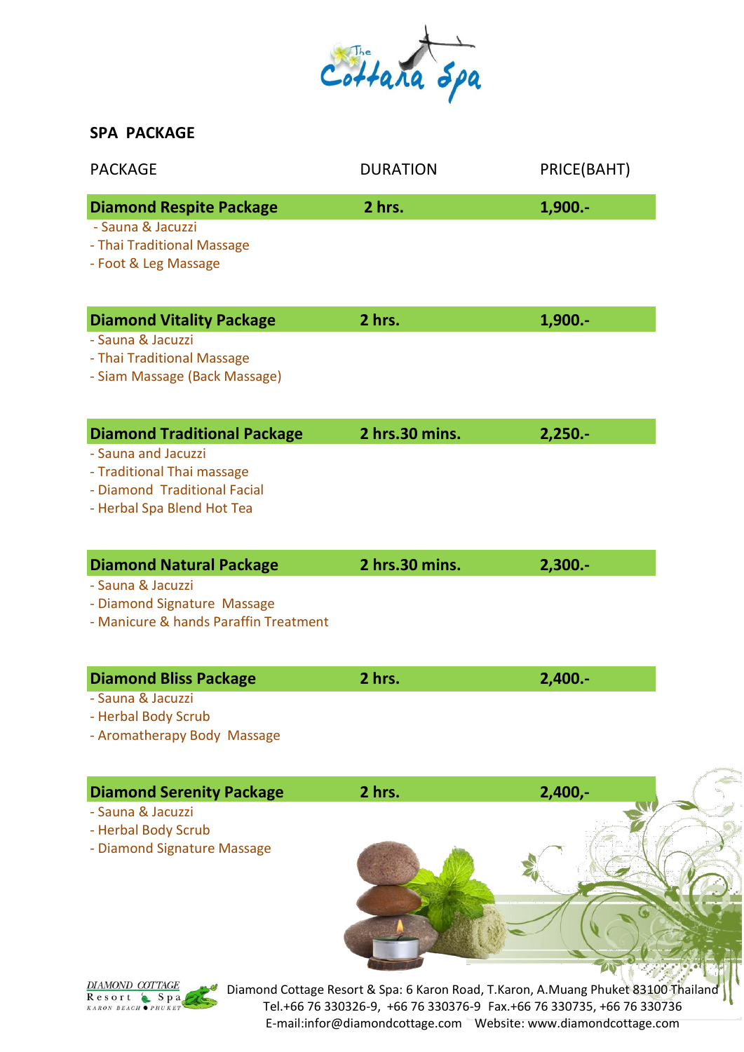The Cottara Spa

## SPA PACKAGE

| PACKAGE | DURATION | PRICE(BAHT) |
|---|---|---|
| **Diamond Respite Package** | **2 hrs.** | **1,900.-** |
| - Sauna & Jacuzzi<br>- Thai Traditional Massage<br>- Foot & Leg Massage | | |
| **Diamond Vitality Package** | **2 hrs.** | **1,900.-** |
| - Sauna & Jacuzzi<br>- Thai Traditional Massage<br>- Siam Massage (Back Massage) | | |
| **Diamond Traditional Package** | **2 hrs.30 mins.** | **2,250.-** |
| - Sauna and Jacuzzi<br>- Traditional Thai massage<br>- Diamond Traditional Facial<br>- Herbal Spa Blend Hot Tea | | |
| **Diamond Natural Package** | **2 hrs.30 mins.** | **2,300.-** |
| - Sauna & Jacuzzi<br>- Diamond Signature Massage<br>- Manicure & hands Paraffin Treatment | | |
| **Diamond Bliss Package** | **2 hrs.** | **2,400.-** |
| - Sauna & Jacuzzi<br>- Herbal Body Scrub<br>- Aromatherapy Body Massage | | |
| **Diamond Serenity Package** | **2 hrs.** | **2,400,-** |
| - Sauna & Jacuzzi<br>- Herbal Body Scrub<br>- Diamond Signature Massage | | |

DIAMOND COTTAGE Resort & Spa KARON BEACH • PHUKET

Diamond Cottage Resort & Spa: 6 Karon Road, T.Karon, A.Muang Phuket 83100 Thailand
Tel.+66 76 330326-9, +66 76 330376-9 Fax.+66 76 330735, +66 76 330736
E-mail:infor@diamondcottage.com Website: www.diamondcottage.com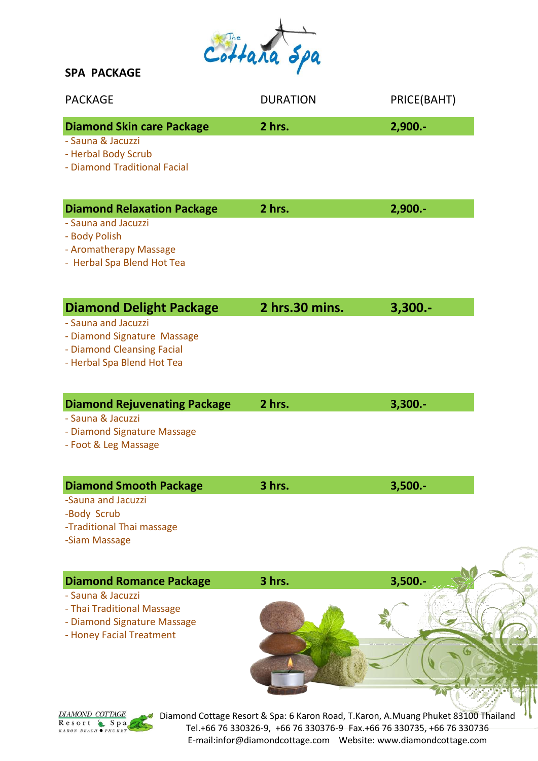The Cottara Spa

**SPA PACKAGE**

| PACKAGE | DURATION | PRICE(BAHT) |
|---|---|---|
| **Diamond Skin care Package** | **2 hrs.** | **2,900.-** |
| - Sauna & Jacuzzi<br>- Herbal Body Scrub<br>- Diamond Traditional Facial | | |
| **Diamond Relaxation Package** | **2 hrs.** | **2,900.-** |
| - Sauna and Jacuzzi<br>- Body Polish<br>- Aromatherapy Massage<br>- Herbal Spa Blend Hot Tea | | |
| **Diamond Delight Package** | **2 hrs.30 mins.** | **3,300.-** |
| - Sauna and Jacuzzi<br>- Diamond Signature Massage<br>- Diamond Cleansing Facial<br>- Herbal Spa Blend Hot Tea | | |
| **Diamond Rejuvenating Package** | **2 hrs.** | **3,300.-** |
| - Sauna & Jacuzzi<br>- Diamond Signature Massage<br>- Foot & Leg Massage | | |
| **Diamond Smooth Package** | **3 hrs.** | **3,500.-** |
| -Sauna and Jacuzzi<br>-Body Scrub<br>-Traditional Thai massage<br>-Siam Massage | | |
| **Diamond Romance Package** | **3 hrs.** | **3,500.-** |
| - Sauna & Jacuzzi<br>- Thai Traditional Massage<br>- Diamond Signature Massage<br>- Honey Facial Treatment | | |

DIAMOND COTTAGE Resort & Spa KARON BEACH • PHUKET

Diamond Cottage Resort & Spa: 6 Karon Road, T.Karon, A.Muang Phuket 83100 Thailand
Tel.+66 76 330326-9, +66 76 330376-9 Fax.+66 76 330735, +66 76 330736
E-mail:infor@diamondcottage.com Website: www.diamondcottage.com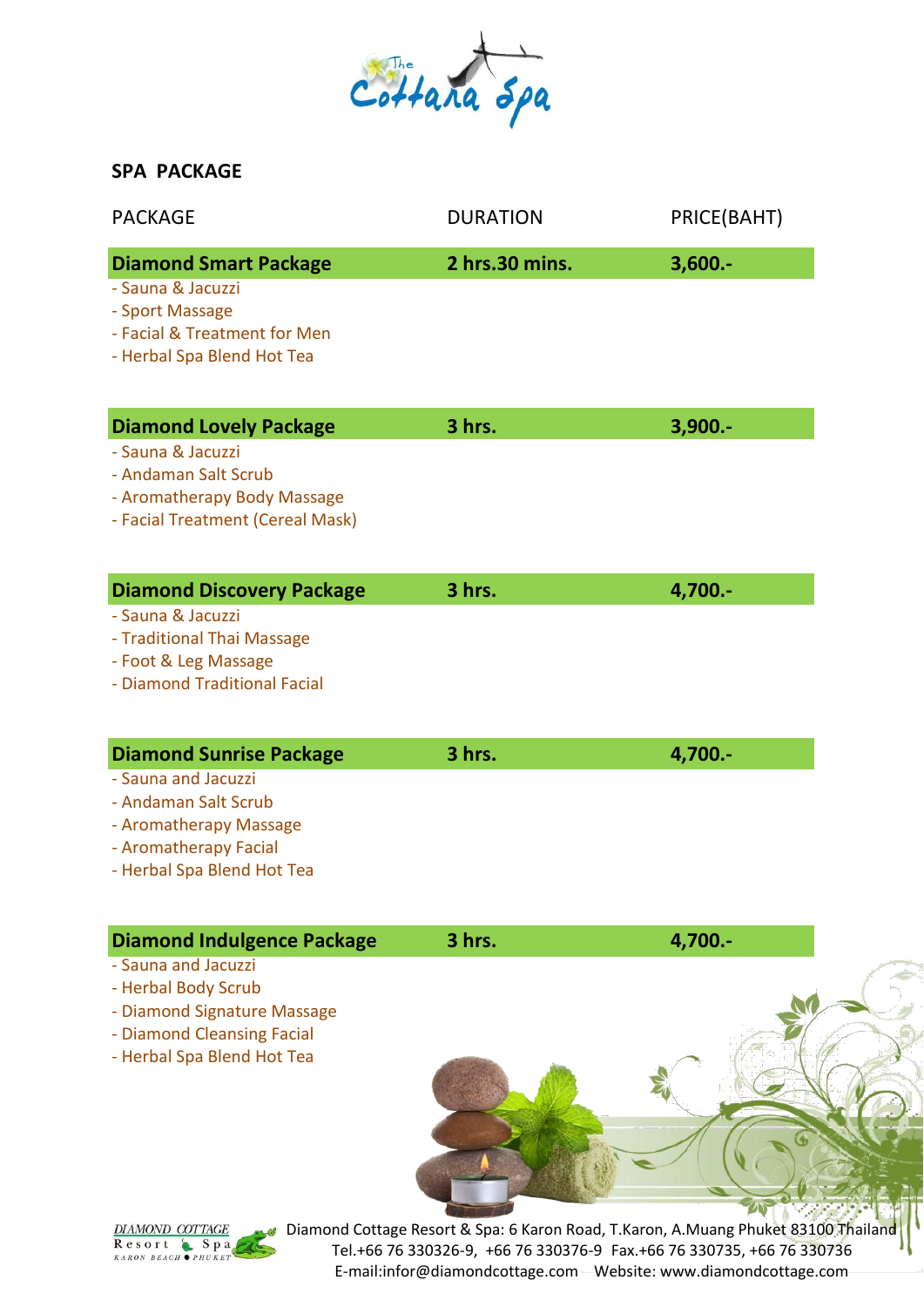The Cottara Spa

## SPA PACKAGE

| PACKAGE | DURATION | PRICE(BAHT) |
|---|---|---|
| **Diamond Smart Package** | **2 hrs.30 mins.** | **3,600.-** |

- Sauna & Jacuzzi
- Sport Massage
- Facial & Treatment for Men
- Herbal Spa Blend Hot Tea

| PACKAGE | DURATION | PRICE(BAHT) |
|---|---|---|
| **Diamond Lovely Package** | **3 hrs.** | **3,900.-** |

- Sauna & Jacuzzi
- Andaman Salt Scrub
- Aromatherapy Body Massage
- Facial Treatment (Cereal Mask)

| PACKAGE | DURATION | PRICE(BAHT) |
|---|---|---|
| **Diamond Discovery Package** | **3 hrs.** | **4,700.-** |

- Sauna & Jacuzzi
- Traditional Thai Massage
- Foot & Leg Massage
- Diamond Traditional Facial

| PACKAGE | DURATION | PRICE(BAHT) |
|---|---|---|
| **Diamond Sunrise Package** | **3 hrs.** | **4,700.-** |

- Sauna and Jacuzzi
- Andaman Salt Scrub
- Aromatherapy Massage
- Aromatherapy Facial
- Herbal Spa Blend Hot Tea

| PACKAGE | DURATION | PRICE(BAHT) |
|---|---|---|
| **Diamond Indulgence Package** | **3 hrs.** | **4,700.-** |

- Sauna and Jacuzzi
- Herbal Body Scrub
- Diamond Signature Massage
- Diamond Cleansing Facial
- Herbal Spa Blend Hot Tea

DIAMOND COTTAGE Resort Spa KARON BEACH PHUKET

Diamond Cottage Resort & Spa: 6 Karon Road, T.Karon, A.Muang Phuket 83100 Thailand
Tel.+66 76 330326-9, +66 76 330376-9 Fax.+66 76 330735, +66 76 330736
E-mail:infor@diamondcottage.com Website: www.diamondcottage.com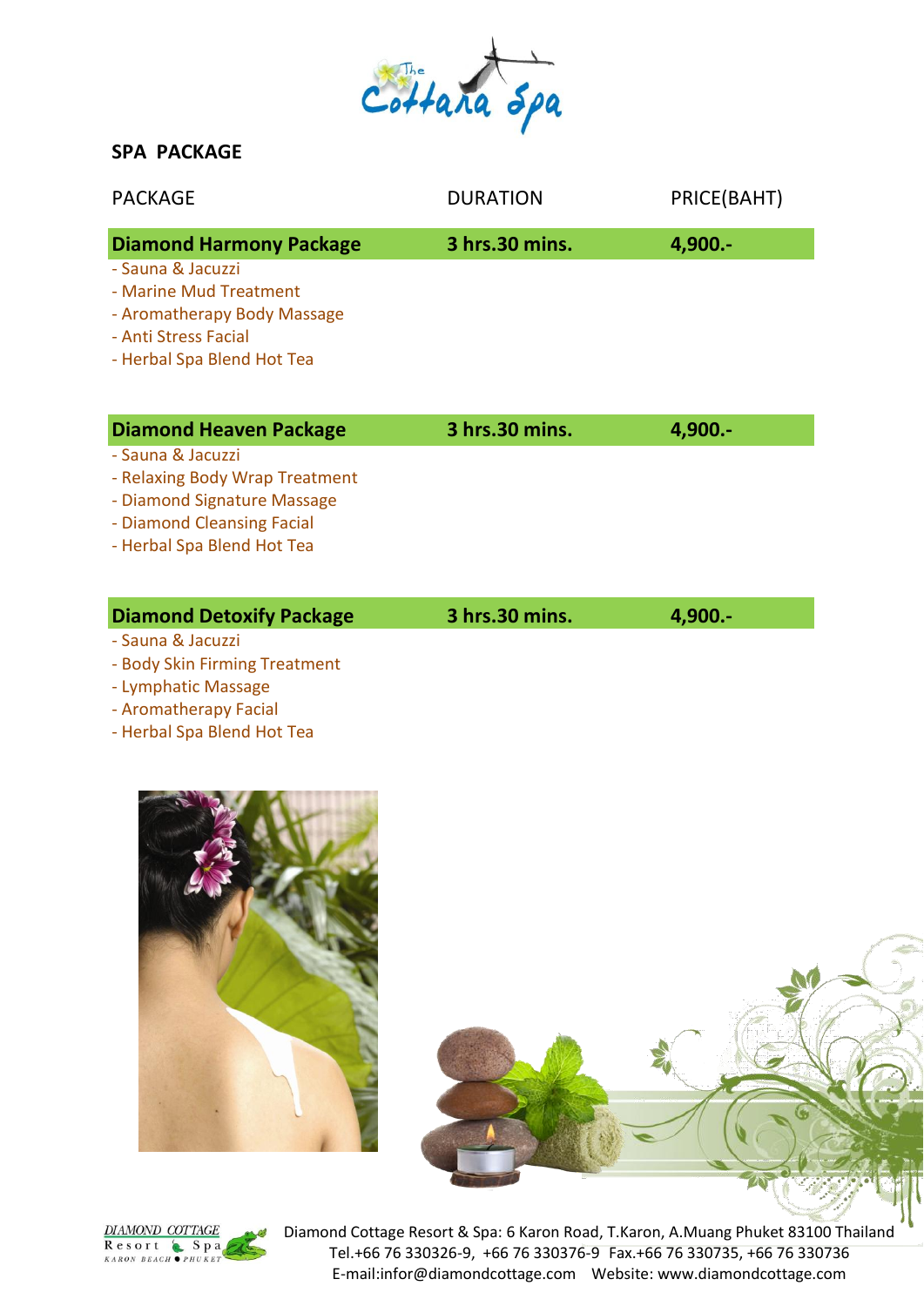# The Cottara Spa

## SPA PACKAGE

| PACKAGE | DURATION | PRICE(BAHT) |
|---|---|---|
| **Diamond Harmony Package** | **3 hrs.30 mins.** | **4,900.-** |

- Sauna & Jacuzzi
- Marine Mud Treatment
- Aromatherapy Body Massage
- Anti Stress Facial
- Herbal Spa Blend Hot Tea

| | | |
|---|---|---|
| **Diamond Heaven Package** | **3 hrs.30 mins.** | **4,900.-** |

- Sauna & Jacuzzi
- Relaxing Body Wrap Treatment
- Diamond Signature Massage
- Diamond Cleansing Facial
- Herbal Spa Blend Hot Tea

| | | |
|---|---|---|
| **Diamond Detoxify Package** | **3 hrs.30 mins.** | **4,900.-** |

- Sauna & Jacuzzi
- Body Skin Firming Treatment
- Lymphatic Massage
- Aromatherapy Facial
- Herbal Spa Blend Hot Tea

DIAMOND COTTAGE Resort Spa KARON BEACH PHUKET

Diamond Cottage Resort & Spa: 6 Karon Road, T.Karon, A.Muang Phuket 83100 Thailand
Tel.+66 76 330326-9, +66 76 330376-9 Fax.+66 76 330735, +66 76 330736
E-mail:infor@diamondcottage.com Website: www.diamondcottage.com